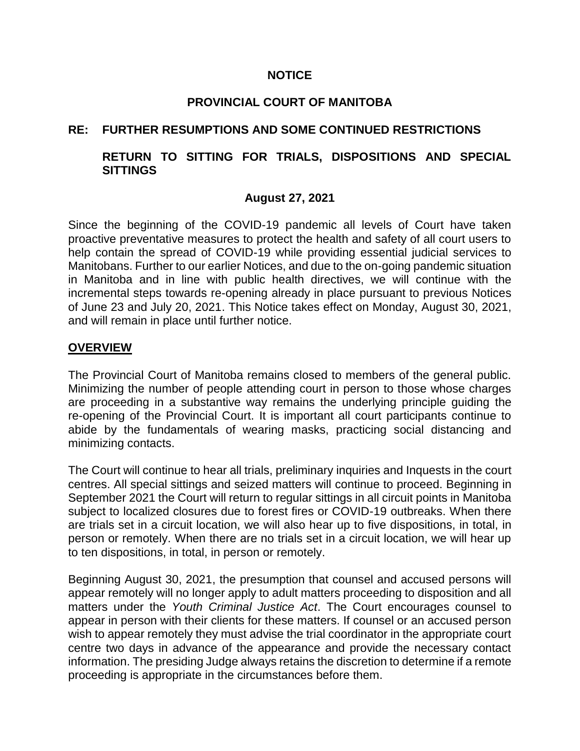**NOTICE**

**PROVINCIAL COURT OF MANITOBA**

**RE: FURTHER RESUMPTIONS AND SOME CONTINUED RESTRICTIONS**

**RETURN TO SITTING FOR TRIALS, DISPOSITIONS AND SPECIAL SITTINGS**

**August 27, 2021**

Since the beginning of the COVID-19 pandemic all levels of Court have taken proactive preventative measures to protect the health and safety of all court users to help contain the spread of COVID-19 while providing essential judicial services to Manitobans. Further to our earlier Notices, and due to the on-going pandemic situation in Manitoba and in line with public health directives, we will continue with the incremental steps towards re-opening already in place pursuant to previous Notices of June 23 and July 20, 2021. This Notice takes effect on Monday, August 30, 2021, and will remain in place until further notice.

## OVERVIEW

The Provincial Court of Manitoba remains closed to members of the general public. Minimizing the number of people attending court in person to those whose charges are proceeding in a substantive way remains the underlying principle guiding the re-opening of the Provincial Court. It is important all court participants continue to abide by the fundamentals of wearing masks, practicing social distancing and minimizing contacts.

The Court will continue to hear all trials, preliminary inquiries and Inquests in the court centres. All special sittings and seized matters will continue to proceed. Beginning in September 2021 the Court will return to regular sittings in all circuit points in Manitoba subject to localized closures due to forest fires or COVID-19 outbreaks. When there are trials set in a circuit location, we will also hear up to five dispositions, in total, in person or remotely. When there are no trials set in a circuit location, we will hear up to ten dispositions, in total, in person or remotely.

Beginning August 30, 2021, the presumption that counsel and accused persons will appear remotely will no longer apply to adult matters proceeding to disposition and all matters under the *Youth Criminal Justice Act*. The Court encourages counsel to appear in person with their clients for these matters. If counsel or an accused person wish to appear remotely they must advise the trial coordinator in the appropriate court centre two days in advance of the appearance and provide the necessary contact information. The presiding Judge always retains the discretion to determine if a remote proceeding is appropriate in the circumstances before them.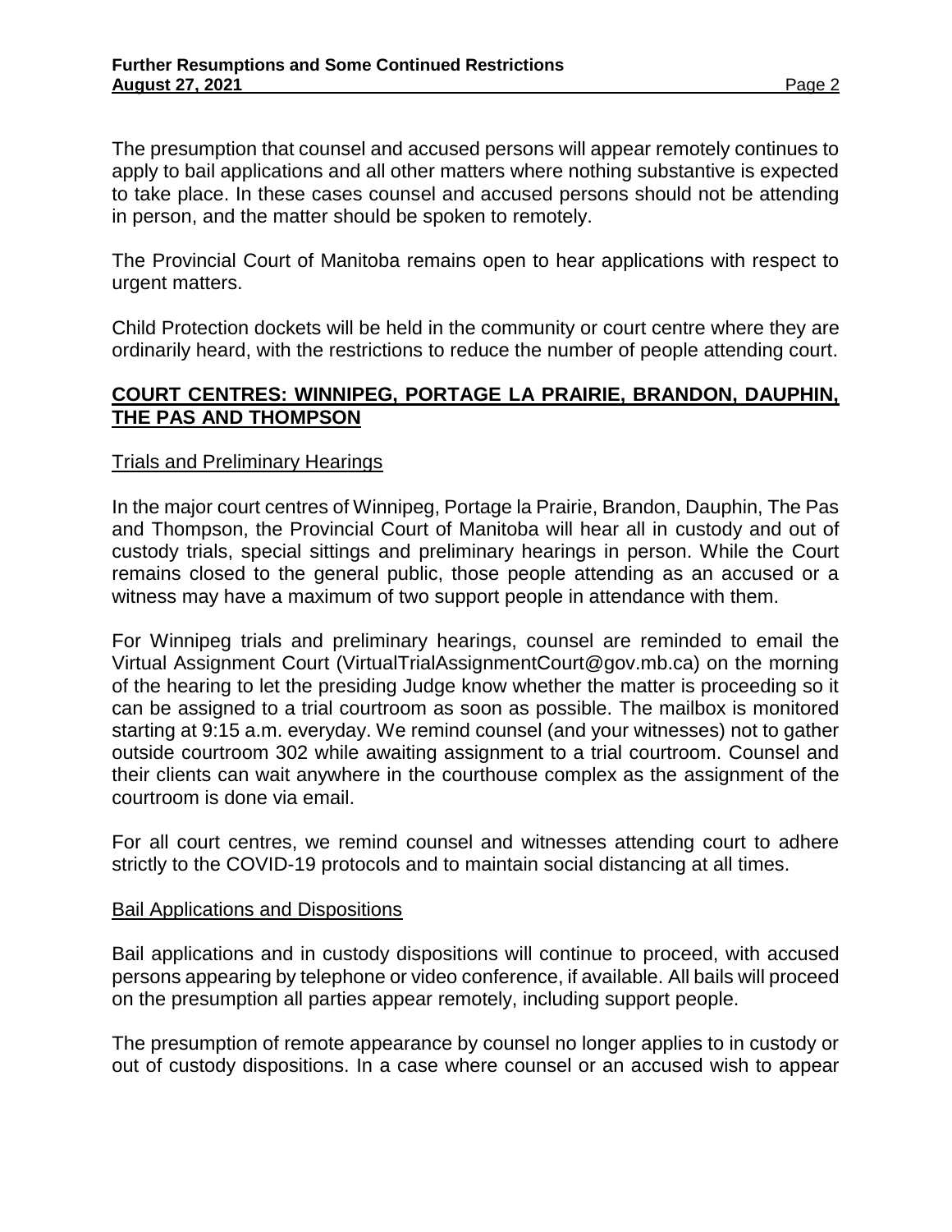The presumption that counsel and accused persons will appear remotely continues to apply to bail applications and all other matters where nothing substantive is expected to take place. In these cases counsel and accused persons should not be attending in person, and the matter should be spoken to remotely.

The Provincial Court of Manitoba remains open to hear applications with respect to urgent matters.

Child Protection dockets will be held in the community or court centre where they are ordinarily heard, with the restrictions to reduce the number of people attending court.

## COURT CENTRES: WINNIPEG, PORTAGE LA PRAIRIE, BRANDON, DAUPHIN, THE PAS AND THOMPSON

### Trials and Preliminary Hearings

In the major court centres of Winnipeg, Portage la Prairie, Brandon, Dauphin, The Pas and Thompson, the Provincial Court of Manitoba will hear all in custody and out of custody trials, special sittings and preliminary hearings in person. While the Court remains closed to the general public, those people attending as an accused or a witness may have a maximum of two support people in attendance with them.

For Winnipeg trials and preliminary hearings, counsel are reminded to email the Virtual Assignment Court (VirtualTrialAssignmentCourt@gov.mb.ca) on the morning of the hearing to let the presiding Judge know whether the matter is proceeding so it can be assigned to a trial courtroom as soon as possible. The mailbox is monitored starting at 9:15 a.m. everyday. We remind counsel (and your witnesses) not to gather outside courtroom 302 while awaiting assignment to a trial courtroom. Counsel and their clients can wait anywhere in the courthouse complex as the assignment of the courtroom is done via email.

For all court centres, we remind counsel and witnesses attending court to adhere strictly to the COVID-19 protocols and to maintain social distancing at all times.

### Bail Applications and Dispositions

Bail applications and in custody dispositions will continue to proceed, with accused persons appearing by telephone or video conference, if available. All bails will proceed on the presumption all parties appear remotely, including support people.

The presumption of remote appearance by counsel no longer applies to in custody or out of custody dispositions. In a case where counsel or an accused wish to appear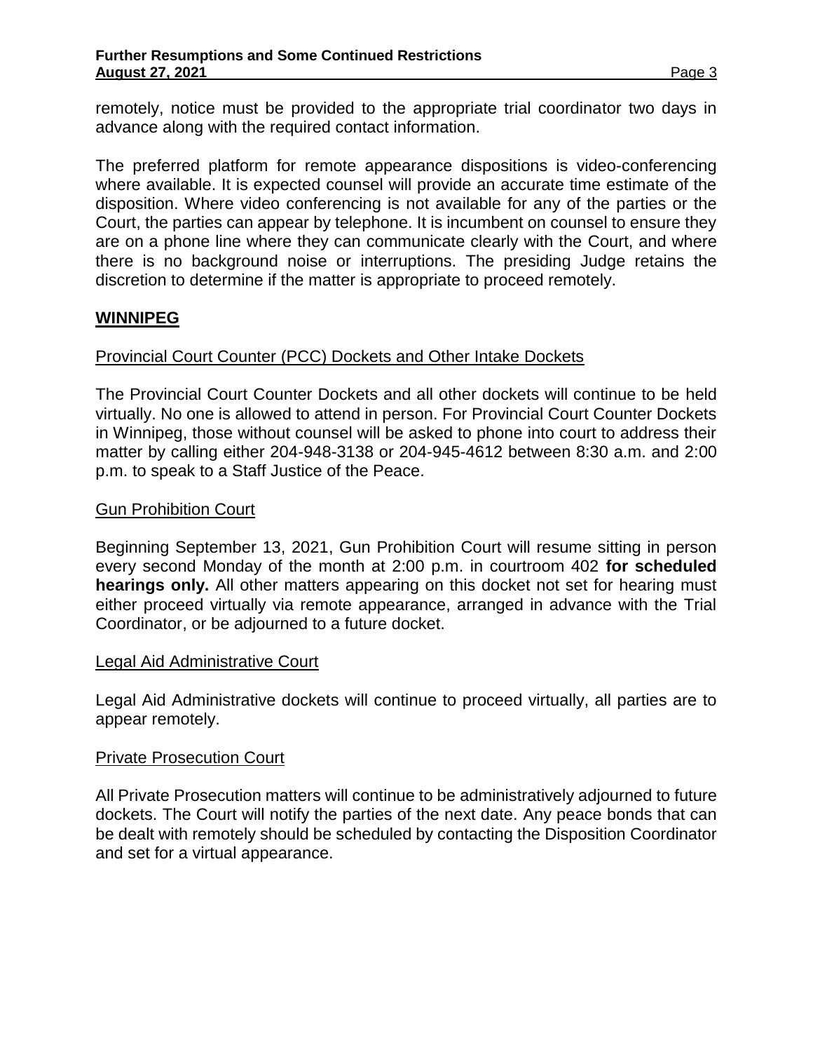remotely, notice must be provided to the appropriate trial coordinator two days in advance along with the required contact information.

The preferred platform for remote appearance dispositions is video-conferencing where available. It is expected counsel will provide an accurate time estimate of the disposition. Where video conferencing is not available for any of the parties or the Court, the parties can appear by telephone. It is incumbent on counsel to ensure they are on a phone line where they can communicate clearly with the Court, and where there is no background noise or interruptions. The presiding Judge retains the discretion to determine if the matter is appropriate to proceed remotely.

## WINNIPEG

### Provincial Court Counter (PCC) Dockets and Other Intake Dockets

The Provincial Court Counter Dockets and all other dockets will continue to be held virtually. No one is allowed to attend in person. For Provincial Court Counter Dockets in Winnipeg, those without counsel will be asked to phone into court to address their matter by calling either 204-948-3138 or 204-945-4612 between 8:30 a.m. and 2:00 p.m. to speak to a Staff Justice of the Peace.

### Gun Prohibition Court

Beginning September 13, 2021, Gun Prohibition Court will resume sitting in person every second Monday of the month at 2:00 p.m. in courtroom 402 **for scheduled hearings only.** All other matters appearing on this docket not set for hearing must either proceed virtually via remote appearance, arranged in advance with the Trial Coordinator, or be adjourned to a future docket.

### Legal Aid Administrative Court

Legal Aid Administrative dockets will continue to proceed virtually, all parties are to appear remotely.

### Private Prosecution Court

All Private Prosecution matters will continue to be administratively adjourned to future dockets. The Court will notify the parties of the next date. Any peace bonds that can be dealt with remotely should be scheduled by contacting the Disposition Coordinator and set for a virtual appearance.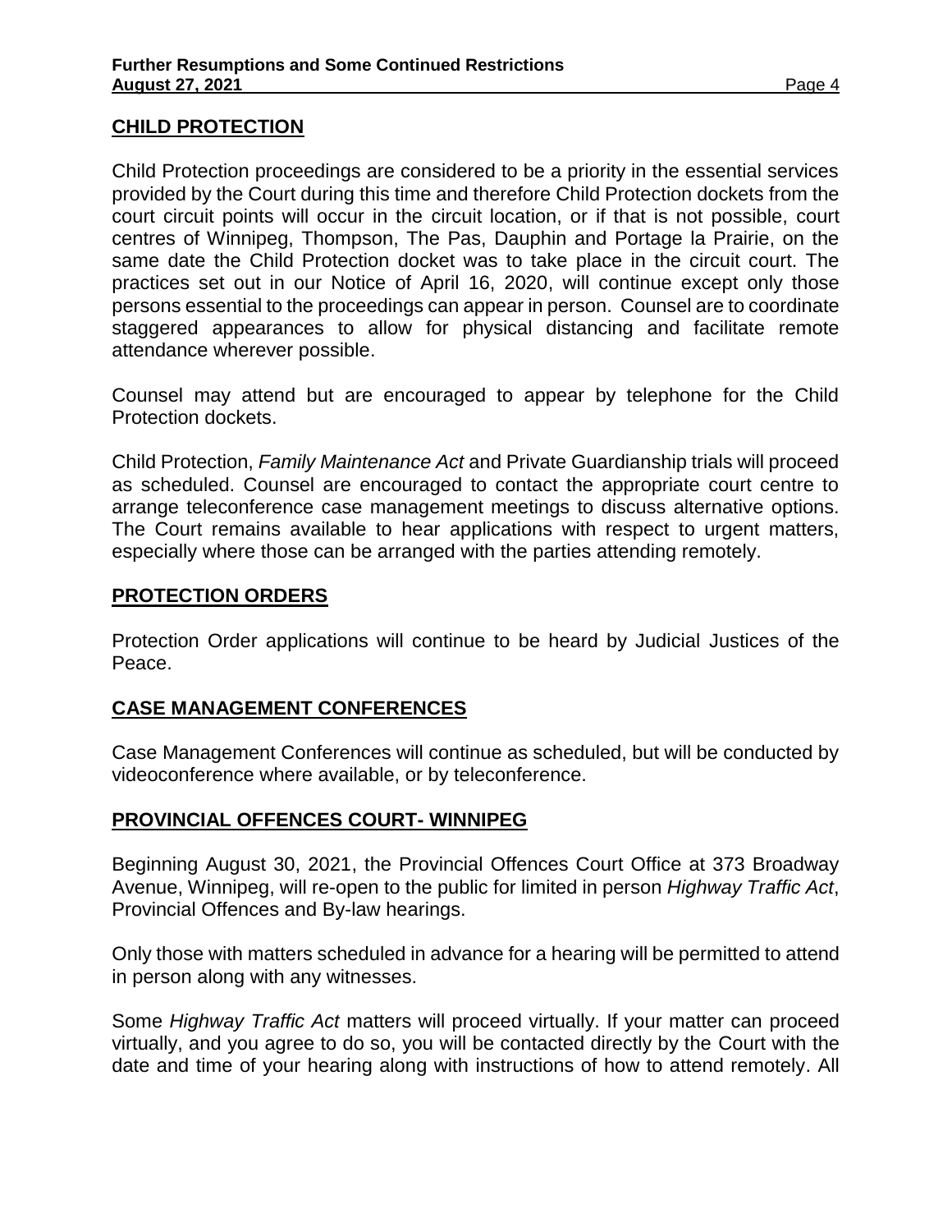## CHILD PROTECTION

Child Protection proceedings are considered to be a priority in the essential services provided by the Court during this time and therefore Child Protection dockets from the court circuit points will occur in the circuit location, or if that is not possible, court centres of Winnipeg, Thompson, The Pas, Dauphin and Portage la Prairie, on the same date the Child Protection docket was to take place in the circuit court. The practices set out in our Notice of April 16, 2020, will continue except only those persons essential to the proceedings can appear in person. Counsel are to coordinate staggered appearances to allow for physical distancing and facilitate remote attendance wherever possible.

Counsel may attend but are encouraged to appear by telephone for the Child Protection dockets.

Child Protection, *Family Maintenance Act* and Private Guardianship trials will proceed as scheduled. Counsel are encouraged to contact the appropriate court centre to arrange teleconference case management meetings to discuss alternative options. The Court remains available to hear applications with respect to urgent matters, especially where those can be arranged with the parties attending remotely.

## PROTECTION ORDERS

Protection Order applications will continue to be heard by Judicial Justices of the Peace.

## CASE MANAGEMENT CONFERENCES

Case Management Conferences will continue as scheduled, but will be conducted by videoconference where available, or by teleconference.

## PROVINCIAL OFFENCES COURT- WINNIPEG

Beginning August 30, 2021, the Provincial Offences Court Office at 373 Broadway Avenue, Winnipeg, will re-open to the public for limited in person *Highway Traffic Act*, Provincial Offences and By-law hearings.

Only those with matters scheduled in advance for a hearing will be permitted to attend in person along with any witnesses.

Some *Highway Traffic Act* matters will proceed virtually. If your matter can proceed virtually, and you agree to do so, you will be contacted directly by the Court with the date and time of your hearing along with instructions of how to attend remotely. All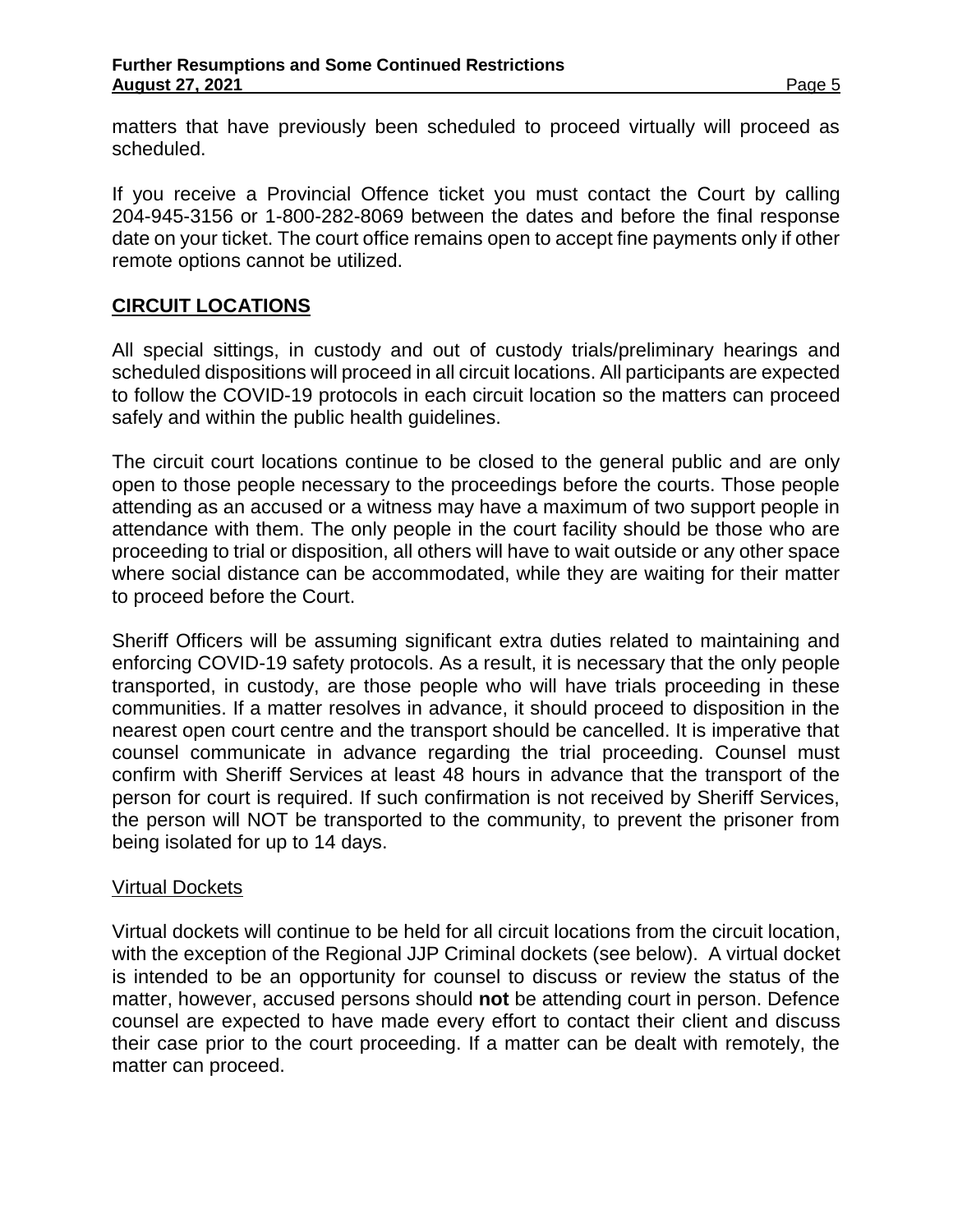matters that have previously been scheduled to proceed virtually will proceed as scheduled.

If you receive a Provincial Offence ticket you must contact the Court by calling 204-945-3156 or 1-800-282-8069 between the dates and before the final response date on your ticket. The court office remains open to accept fine payments only if other remote options cannot be utilized.

## CIRCUIT LOCATIONS

All special sittings, in custody and out of custody trials/preliminary hearings and scheduled dispositions will proceed in all circuit locations. All participants are expected to follow the COVID-19 protocols in each circuit location so the matters can proceed safely and within the public health guidelines.

The circuit court locations continue to be closed to the general public and are only open to those people necessary to the proceedings before the courts. Those people attending as an accused or a witness may have a maximum of two support people in attendance with them. The only people in the court facility should be those who are proceeding to trial or disposition, all others will have to wait outside or any other space where social distance can be accommodated, while they are waiting for their matter to proceed before the Court.

Sheriff Officers will be assuming significant extra duties related to maintaining and enforcing COVID-19 safety protocols. As a result, it is necessary that the only people transported, in custody, are those people who will have trials proceeding in these communities. If a matter resolves in advance, it should proceed to disposition in the nearest open court centre and the transport should be cancelled. It is imperative that counsel communicate in advance regarding the trial proceeding. Counsel must confirm with Sheriff Services at least 48 hours in advance that the transport of the person for court is required. If such confirmation is not received by Sheriff Services, the person will NOT be transported to the community, to prevent the prisoner from being isolated for up to 14 days.

### Virtual Dockets

Virtual dockets will continue to be held for all circuit locations from the circuit location, with the exception of the Regional JJP Criminal dockets (see below). A virtual docket is intended to be an opportunity for counsel to discuss or review the status of the matter, however, accused persons should **not** be attending court in person. Defence counsel are expected to have made every effort to contact their client and discuss their case prior to the court proceeding. If a matter can be dealt with remotely, the matter can proceed.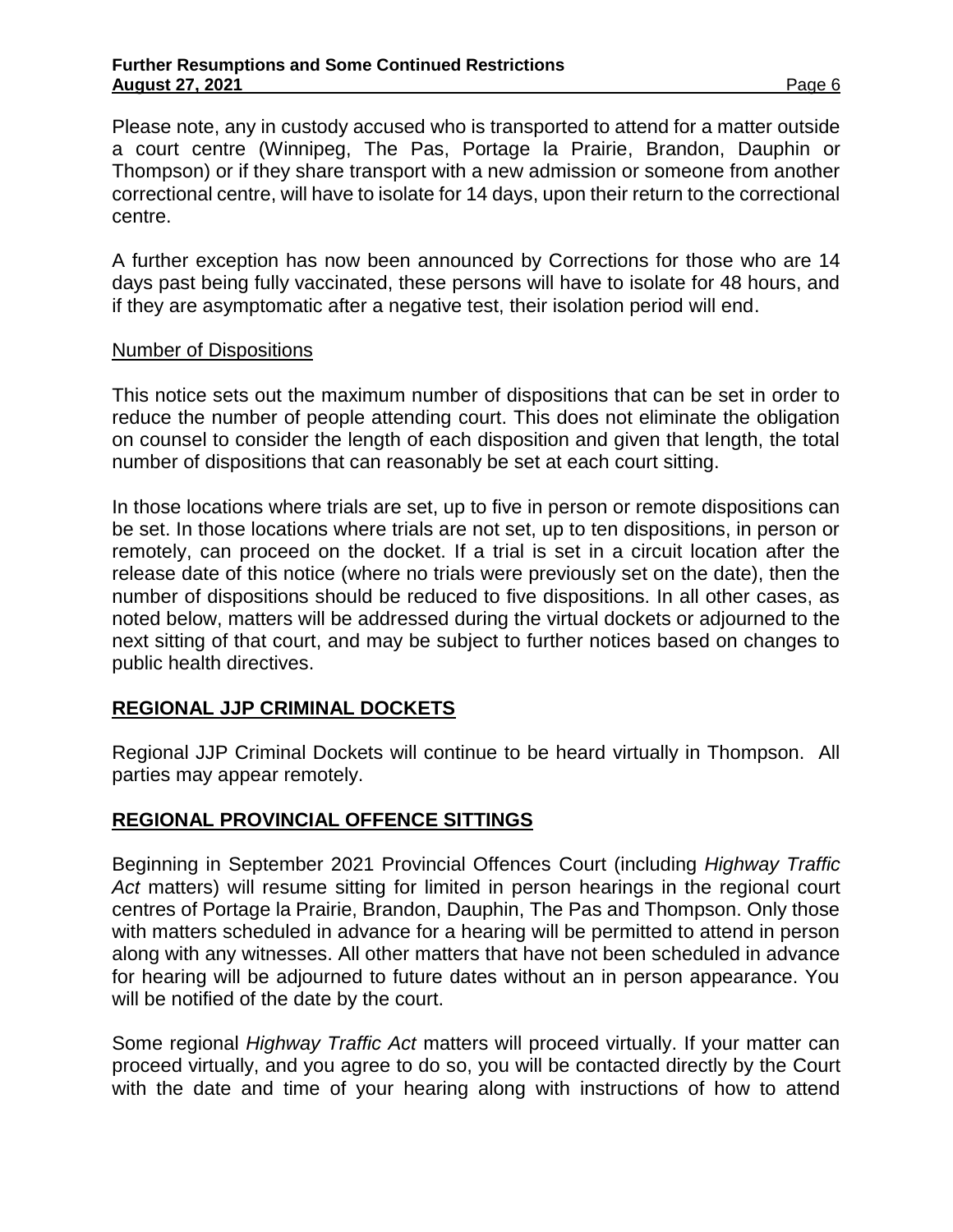Please note, any in custody accused who is transported to attend for a matter outside a court centre (Winnipeg, The Pas, Portage la Prairie, Brandon, Dauphin or Thompson) or if they share transport with a new admission or someone from another correctional centre, will have to isolate for 14 days, upon their return to the correctional centre.

A further exception has now been announced by Corrections for those who are 14 days past being fully vaccinated, these persons will have to isolate for 48 hours, and if they are asymptomatic after a negative test, their isolation period will end.

Number of Dispositions

This notice sets out the maximum number of dispositions that can be set in order to reduce the number of people attending court. This does not eliminate the obligation on counsel to consider the length of each disposition and given that length, the total number of dispositions that can reasonably be set at each court sitting.

In those locations where trials are set, up to five in person or remote dispositions can be set. In those locations where trials are not set, up to ten dispositions, in person or remotely, can proceed on the docket. If a trial is set in a circuit location after the release date of this notice (where no trials were previously set on the date), then the number of dispositions should be reduced to five dispositions. In all other cases, as noted below, matters will be addressed during the virtual dockets or adjourned to the next sitting of that court, and may be subject to further notices based on changes to public health directives.

## REGIONAL JJP CRIMINAL DOCKETS

Regional JJP Criminal Dockets will continue to be heard virtually in Thompson. All parties may appear remotely.

## REGIONAL PROVINCIAL OFFENCE SITTINGS

Beginning in September 2021 Provincial Offences Court (including *Highway Traffic Act* matters) will resume sitting for limited in person hearings in the regional court centres of Portage la Prairie, Brandon, Dauphin, The Pas and Thompson. Only those with matters scheduled in advance for a hearing will be permitted to attend in person along with any witnesses. All other matters that have not been scheduled in advance for hearing will be adjourned to future dates without an in person appearance. You will be notified of the date by the court.

Some regional *Highway Traffic Act* matters will proceed virtually. If your matter can proceed virtually, and you agree to do so, you will be contacted directly by the Court with the date and time of your hearing along with instructions of how to attend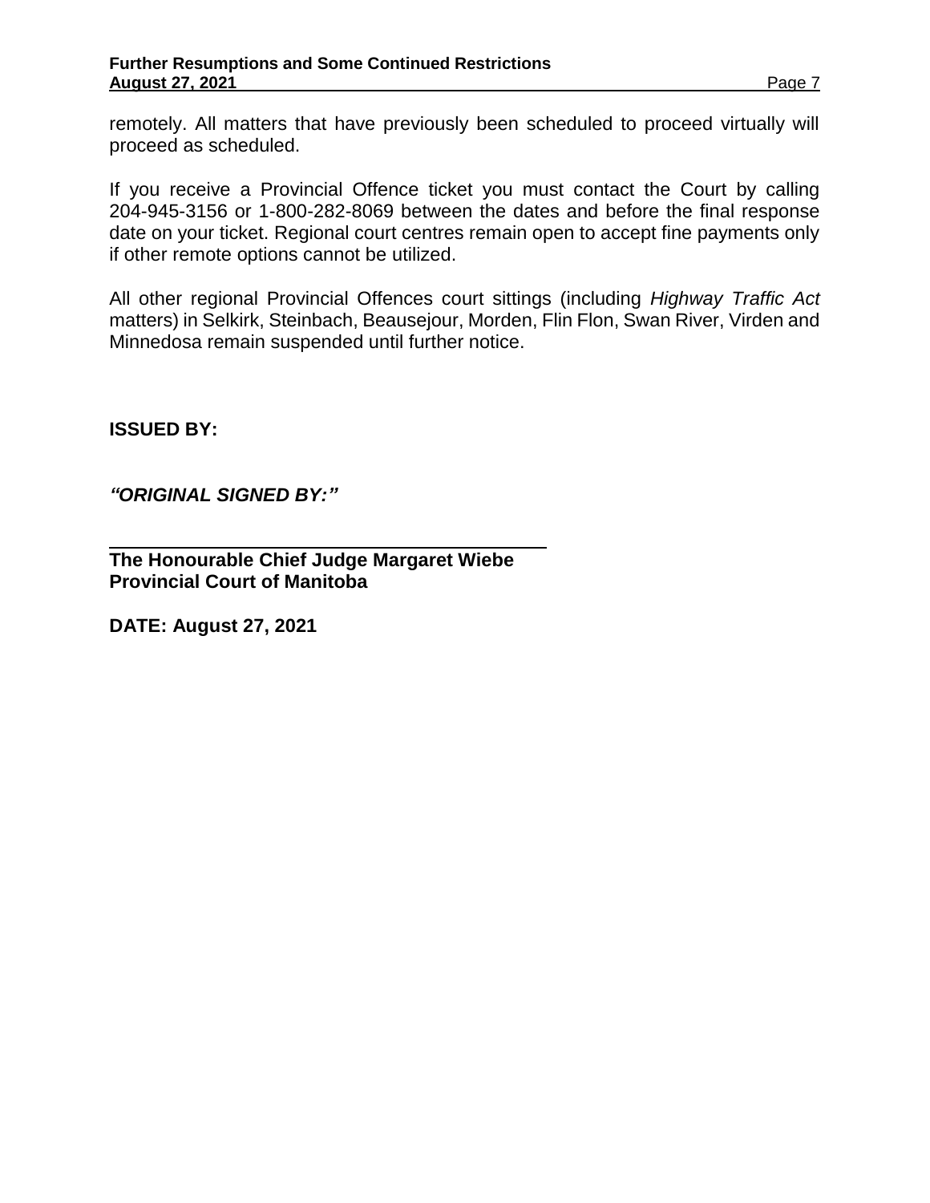remotely. All matters that have previously been scheduled to proceed virtually will proceed as scheduled.

If you receive a Provincial Offence ticket you must contact the Court by calling 204-945-3156 or 1-800-282-8069 between the dates and before the final response date on your ticket. Regional court centres remain open to accept fine payments only if other remote options cannot be utilized.

All other regional Provincial Offences court sittings (including *Highway Traffic Act* matters) in Selkirk, Steinbach, Beausejour, Morden, Flin Flon, Swan River, Virden and Minnedosa remain suspended until further notice.

**ISSUED BY:**

***"ORIGINAL SIGNED BY:"***

**The Honourable Chief Judge Margaret Wiebe**
**Provincial Court of Manitoba**

**DATE: August 27, 2021**